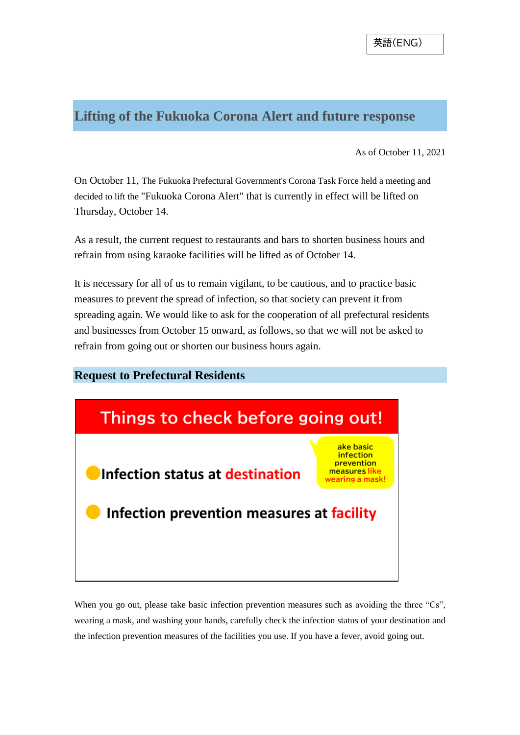英語(ENG)

# Lifting of the Fukuoka Corona Alert and future response

As of October 11, 2021

On October 11, The Fukuoka Prefectural Government's Corona Task Force held a meeting and decided to lift the "Fukuoka Corona Alert" that is currently in effect will be lifted on Thursday, October 14.

As a result, the current request to restaurants and bars to shorten business hours and refrain from using karaoke facilities will be lifted as of October 14.

It is necessary for all of us to remain vigilant, to be cautious, and to practice basic measures to prevent the spread of infection, so that society can prevent it from spreading again. We would like to ask for the cooperation of all prefectural residents and businesses from October 15 onward, as follows, so that we will not be asked to refrain from going out or shorten our business hours again.

## Request to Prefectural Residents

**Things to check before going out!**

- **Infection status at destination**
- **Infection prevention measures at facility**

ake basic infection prevention measures like wearing a mask!

When you go out, please take basic infection prevention measures such as avoiding the three "Cs", wearing a mask, and washing your hands, carefully check the infection status of your destination and the infection prevention measures of the facilities you use. If you have a fever, avoid going out.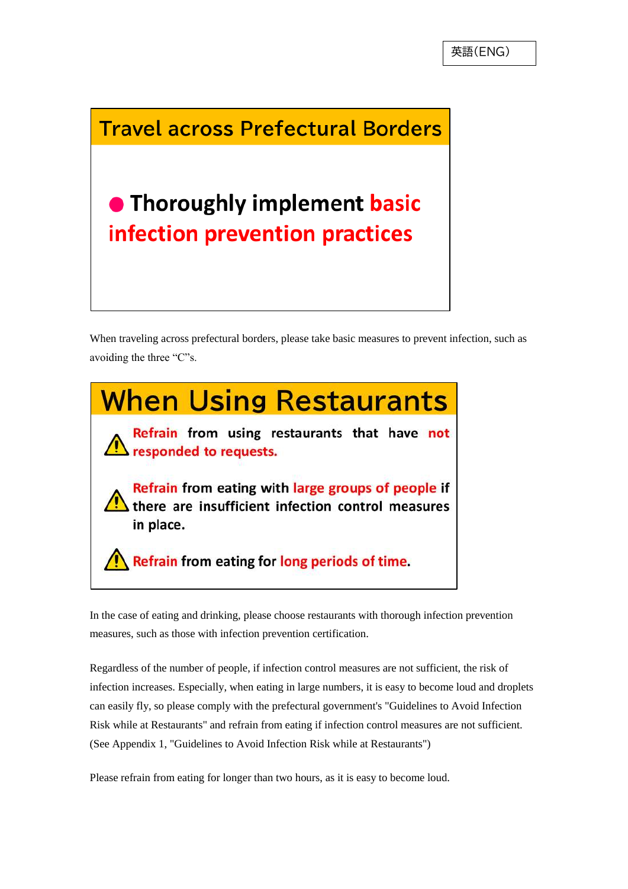英語(ENG)

## Travel across Prefectural Borders

● **Thoroughly implement basic infection prevention practices**

When traveling across prefectural borders, please take basic measures to prevent infection, such as avoiding the three “C”s.

## When Using Restaurants

⚠ **Refrain from using restaurants that have not responded to requests.**

⚠ **Refrain from eating with large groups of people if there are insufficient infection control measures in place.**

⚠ **Refrain from eating for long periods of time.**

In the case of eating and drinking, please choose restaurants with thorough infection prevention measures, such as those with infection prevention certification.

Regardless of the number of people, if infection control measures are not sufficient, the risk of infection increases. Especially, when eating in large numbers, it is easy to become loud and droplets can easily fly, so please comply with the prefectural government's "Guidelines to Avoid Infection Risk while at Restaurants" and refrain from eating if infection control measures are not sufficient. (See Appendix 1, "Guidelines to Avoid Infection Risk while at Restaurants")

Please refrain from eating for longer than two hours, as it is easy to become loud.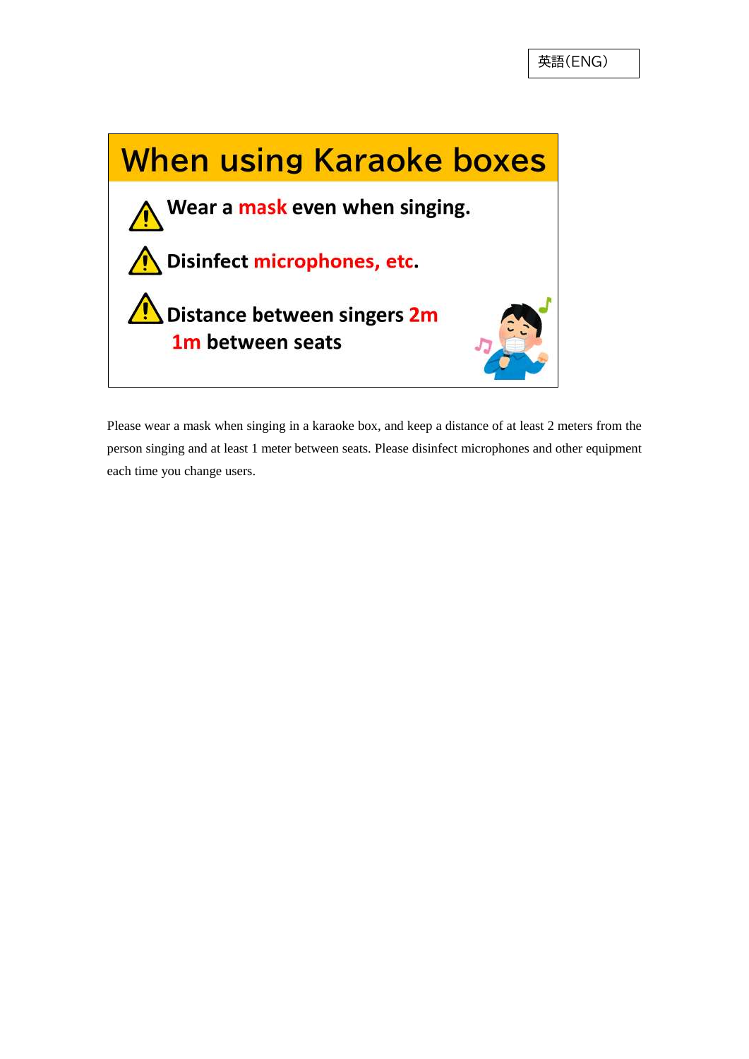英語(ENG)

# When using Karaoke boxes

- Wear a **mask** even when singing.
- Disinfect **microphones, etc.**
- Distance between singers **2m**
  **1m** between seats

Please wear a mask when singing in a karaoke box, and keep a distance of at least 2 meters from the person singing and at least 1 meter between seats. Please disinfect microphones and other equipment each time you change users.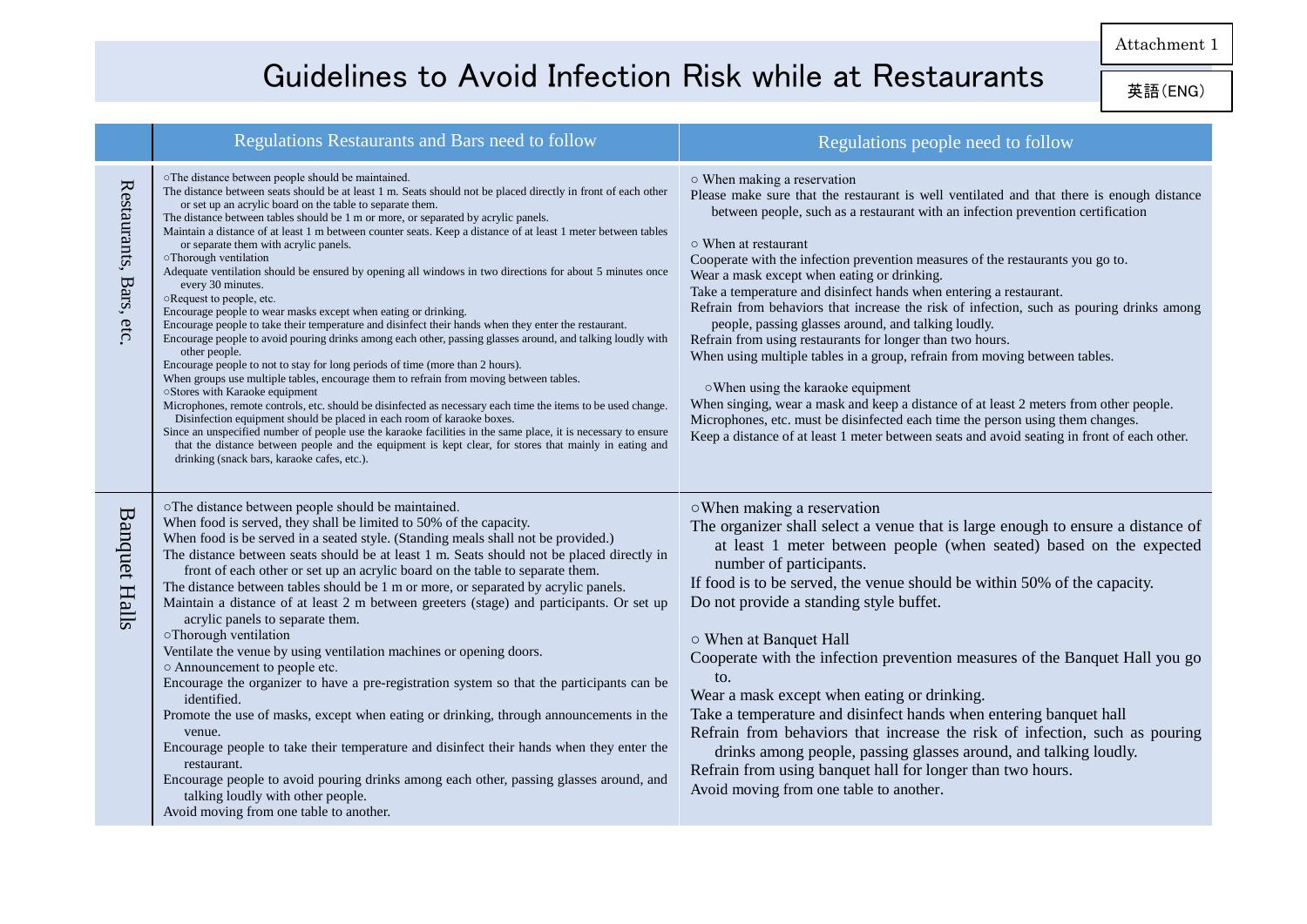Attachment 1

英語（ENG）

# Guidelines to Avoid Infection Risk while at Restaurants

| | Regulations Restaurants and Bars need to follow | Regulations people need to follow |
|---|---|---|
| Restaurants, Bars, etc. | ○The distance between people should be maintained.<br>The distance between seats should be at least 1 m. Seats should not be placed directly in front of each other or set up an acrylic board on the table to separate them.<br>The distance between tables should be 1 m or more, or separated by acrylic panels.<br>Maintain a distance of at least 1 m between counter seats. Keep a distance of at least 1 meter between tables or separate them with acrylic panels.<br>○Thorough ventilation<br>Adequate ventilation should be ensured by opening all windows in two directions for about 5 minutes once every 30 minutes.<br>○Request to people, etc.<br>Encourage people to wear masks except when eating or drinking.<br>Encourage people to take their temperature and disinfect their hands when they enter the restaurant.<br>Encourage people to avoid pouring drinks among each other, passing glasses around, and talking loudly with other people.<br>Encourage people to not to stay for long periods of time (more than 2 hours).<br>When groups use multiple tables, encourage them to refrain from moving between tables.<br>○Stores with Karaoke equipment<br>Microphones, remote controls, etc. should be disinfected as necessary each time the items to be used change. Disinfection equipment should be placed in each room of karaoke boxes.<br>Since an unspecified number of people use the karaoke facilities in the same place, it is necessary to ensure that the distance between people and the equipment is kept clear, for stores that mainly in eating and drinking (snack bars, karaoke cafes, etc.). | ○ When making a reservation<br>Please make sure that the restaurant is well ventilated and that there is enough distance between people, such as a restaurant with an infection prevention certification<br><br>○ When at restaurant<br>Cooperate with the infection prevention measures of the restaurants you go to.<br>Wear a mask except when eating or drinking.<br>Take a temperature and disinfect hands when entering a restaurant.<br>Refrain from behaviors that increase the risk of infection, such as pouring drinks among people, passing glasses around, and talking loudly.<br>Refrain from using restaurants for longer than two hours.<br>When using multiple tables in a group, refrain from moving between tables.<br><br>○When using the karaoke equipment<br>When singing, wear a mask and keep a distance of at least 2 meters from other people.<br>Microphones, etc. must be disinfected each time the person using them changes.<br>Keep a distance of at least 1 meter between seats and avoid seating in front of each other. |
| Banquet Halls | ○The distance between people should be maintained.<br>When food is served, they shall be limited to 50% of the capacity.<br>When food is be served in a seated style. (Standing meals shall not be provided.)<br>The distance between seats should be at least 1 m. Seats should not be placed directly in front of each other or set up an acrylic board on the table to separate them.<br>The distance between tables should be 1 m or more, or separated by acrylic panels.<br>Maintain a distance of at least 2 m between greeters (stage) and participants. Or set up acrylic panels to separate them.<br>○Thorough ventilation<br>Ventilate the venue by using ventilation machines or opening doors.<br>○ Announcement to people etc.<br>Encourage the organizer to have a pre-registration system so that the participants can be identified.<br>Promote the use of masks, except when eating or drinking, through announcements in the venue.<br>Encourage people to take their temperature and disinfect their hands when they enter the restaurant.<br>Encourage people to avoid pouring drinks among each other, passing glasses around, and talking loudly with other people.<br>Avoid moving from one table to another. | ○When making a reservation<br>The organizer shall select a venue that is large enough to ensure a distance of at least 1 meter between people (when seated) based on the expected number of participants.<br>If food is to be served, the venue should be within 50% of the capacity.<br>Do not provide a standing style buffet.<br><br>○ When at Banquet Hall<br>Cooperate with the infection prevention measures of the Banquet Hall you go to.<br>Wear a mask except when eating or drinking.<br>Take a temperature and disinfect hands when entering banquet hall<br>Refrain from behaviors that increase the risk of infection, such as pouring drinks among people, passing glasses around, and talking loudly.<br>Refrain from using banquet hall for longer than two hours.<br>Avoid moving from one table to another. |